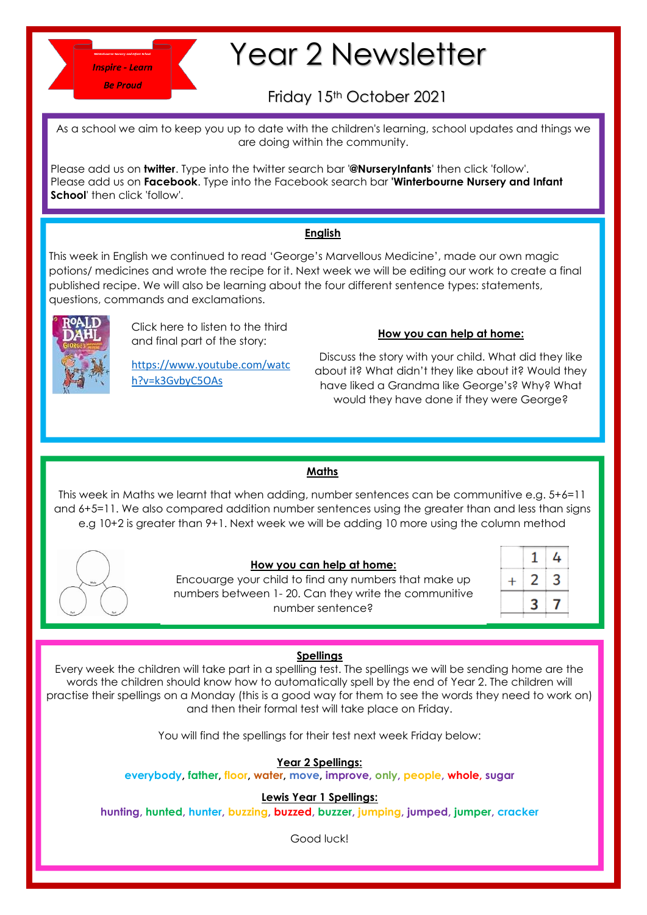Inspire - Learn

Be Proud

# Year 2 Newsletter

Friday 15th October 2021

As a school we aim to keep you up to date with the children's learning, school updates and things we are doing within the community.

Please add us on **twitter**. Type into the twitter search bar '**@NurseryInfants**' then click 'follow'.
Please add us on **Facebook**. Type into the Facebook search bar '**Winterbourne Nursery and Infant School**' then click 'follow'.

## English

This week in English we continued to read 'George's Marvellous Medicine', made our own magic potions/ medicines and wrote the recipe for it. Next week we will be editing our work to create a final published recipe. We will also be learning about the four different sentence types: statements, questions, commands and exclamations.

Click here to listen to the third and final part of the story:

https://www.youtube.com/watch?v=k3GvbyC5OAs

### How you can help at home:

Discuss the story with your child. What did they like about it? What didn't they like about it? Would they have liked a Grandma like George's? Why? What would they have done if they were George?

## Maths

This week in Maths we learnt that when adding, number sentences can be communitive e.g. 5+6=11 and 6+5=11. We also compared addition number sentences using the greater than and less than signs e.g 10+2 is greater than 9+1. Next week we will be adding 10 more using the column method

### How you can help at home:

Encouarge your child to find any numbers that make up numbers between 1- 20. Can they write the communitive number sentence?

|   | 1 | 4 |
|---|---|---|
| + | 2 | 3 |
|   | 3 | 7 |

## Spellings

Every week the children will take part in a spellling test. The spellings we will be sending home are the words the children should know how to automatically spell by the end of Year 2. The children will practise their spellings on a Monday (this is a good way for them to see the words they need to work on) and then their formal test will take place on Friday.

You will find the spellings for their test next week Friday below:

### Year 2 Spellings:

**everybody**, **father**, **floor**, **water**, **move**, **improve**, **only**, **people**, **whole**, **sugar**

### Lewis Year 1 Spellings:

**hunting**, **hunted**, **hunter**, **buzzing**, **buzzed**, **buzzer**, **jumping**, **jumped**, **jumper**, **cracker**

Good luck!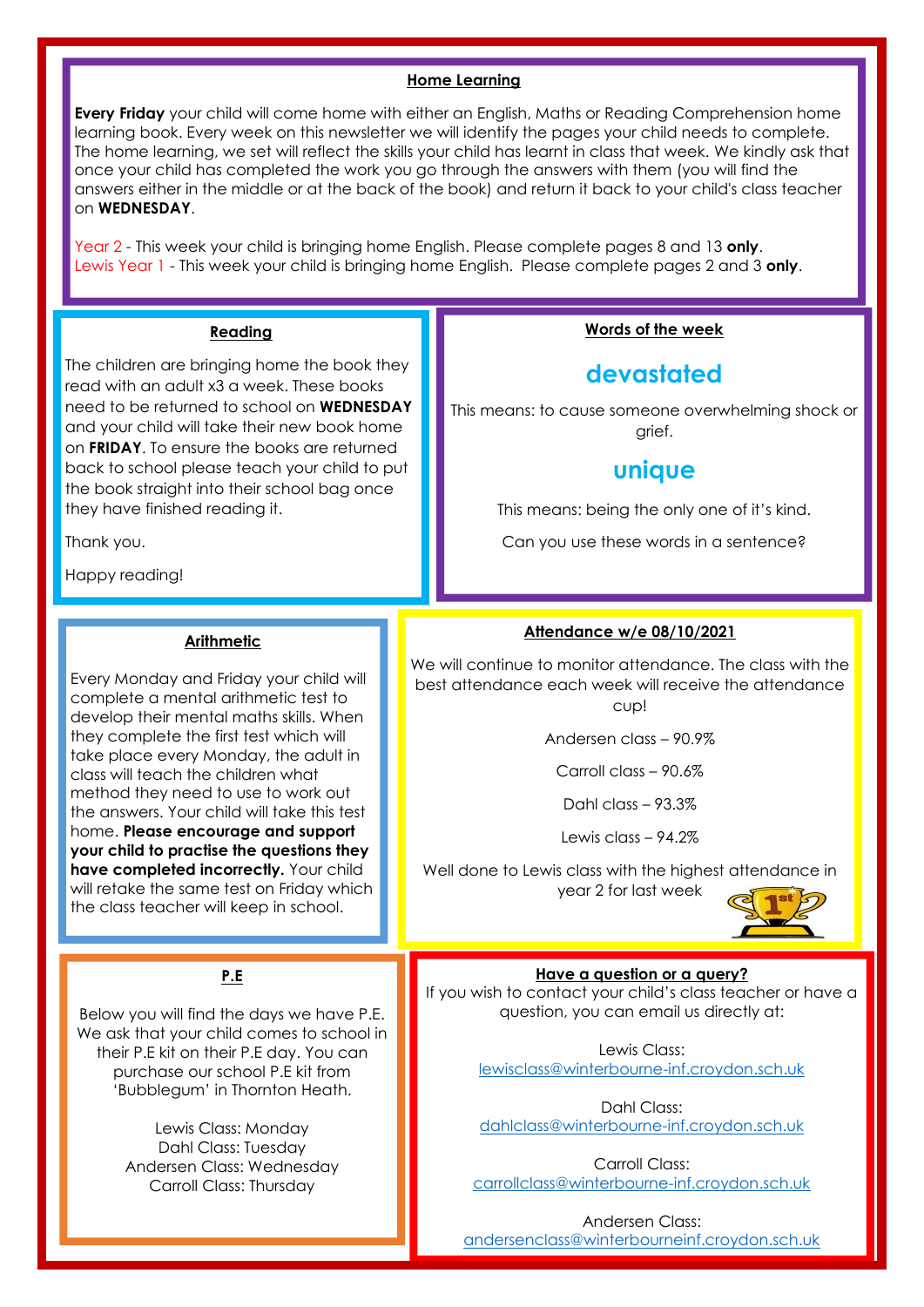## Home Learning

**Every Friday** your child will come home with either an English, Maths or Reading Comprehension home learning book. Every week on this newsletter we will identify the pages your child needs to complete. The home learning, we set will reflect the skills your child has learnt in class that week. We kindly ask that once your child has completed the work you go through the answers with them (you will find the answers either in the middle or at the back of the book) and return it back to your child's class teacher on **WEDNESDAY**.

Year 2 - This week your child is bringing home English. Please complete pages 8 and 13 **only**.
Lewis Year 1 - This week your child is bringing home English. Please complete pages 2 and 3 **only**.

## Reading

The children are bringing home the book they read with an adult x3 a week. These books need to be returned to school on **WEDNESDAY** and your child will take their new book home on **FRIDAY**. To ensure the books are returned back to school please teach your child to put the book straight into their school bag once they have finished reading it.

Thank you.

Happy reading!

## Words of the week

### devastated

This means: to cause someone overwhelming shock or grief.

### unique

This means: being the only one of it's kind.

Can you use these words in a sentence?

## Arithmetic

Every Monday and Friday your child will complete a mental arithmetic test to develop their mental maths skills. When they complete the first test which will take place every Monday, the adult in class will teach the children what method they need to use to work out the answers. Your child will take this test home. **Please encourage and support your child to practise the questions they have completed incorrectly.** Your child will retake the same test on Friday which the class teacher will keep in school.

## Attendance w/e 08/10/2021

We will continue to monitor attendance. The class with the best attendance each week will receive the attendance cup!

Andersen class – 90.9%

Carroll class – 90.6%

Dahl class – 93.3%

Lewis class – 94.2%

Well done to Lewis class with the highest attendance in year 2 for last week

## P.E

Below you will find the days we have P.E. We ask that your child comes to school in their P.E kit on their P.E day. You can purchase our school P.E kit from 'Bubblegum' in Thornton Heath.

Lewis Class: Monday
Dahl Class: Tuesday
Andersen Class: Wednesday
Carroll Class: Thursday

## Have a question or a query?

If you wish to contact your child's class teacher or have a question, you can email us directly at:

Lewis Class:
lewisclass@winterbourne-inf.croydon.sch.uk

Dahl Class:
dahlclass@winterbourne-inf.croydon.sch.uk

Carroll Class:
carrollclass@winterbourne-inf.croydon.sch.uk

Andersen Class:
andersenclass@winterbourneinf.croydon.sch.uk